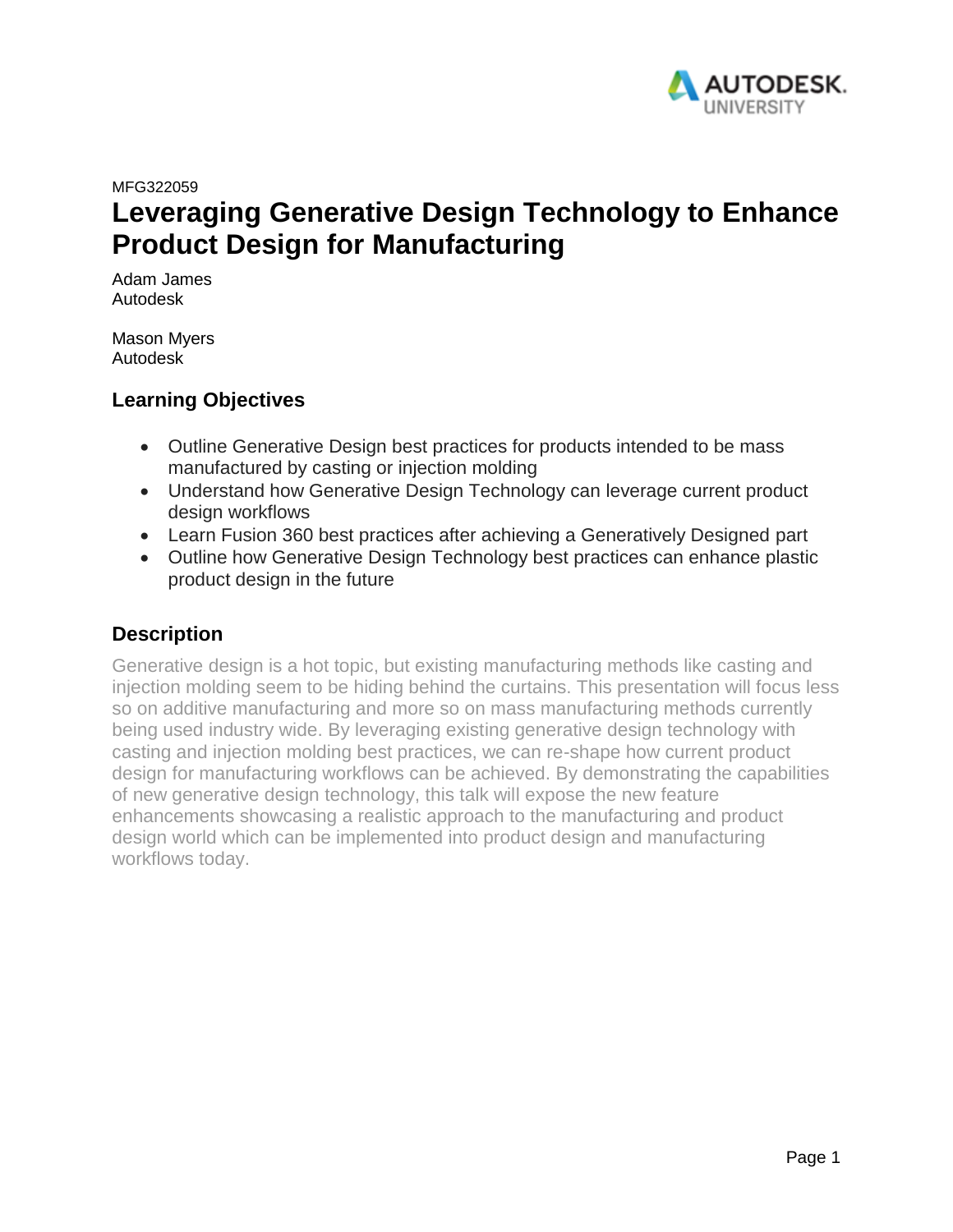MFG322059

# Leveraging Generative Design Technology to Enhance Product Design for Manufacturing

Adam James
Autodesk

Mason Myers
Autodesk

## Learning Objectives

- Outline Generative Design best practices for products intended to be mass manufactured by casting or injection molding
- Understand how Generative Design Technology can leverage current product design workflows
- Learn Fusion 360 best practices after achieving a Generatively Designed part
- Outline how Generative Design Technology best practices can enhance plastic product design in the future

## Description

Generative design is a hot topic, but existing manufacturing methods like casting and injection molding seem to be hiding behind the curtains. This presentation will focus less so on additive manufacturing and more so on mass manufacturing methods currently being used industry wide. By leveraging existing generative design technology with casting and injection molding best practices, we can re-shape how current product design for manufacturing workflows can be achieved. By demonstrating the capabilities of new generative design technology, this talk will expose the new feature enhancements showcasing a realistic approach to the manufacturing and product design world which can be implemented into product design and manufacturing workflows today.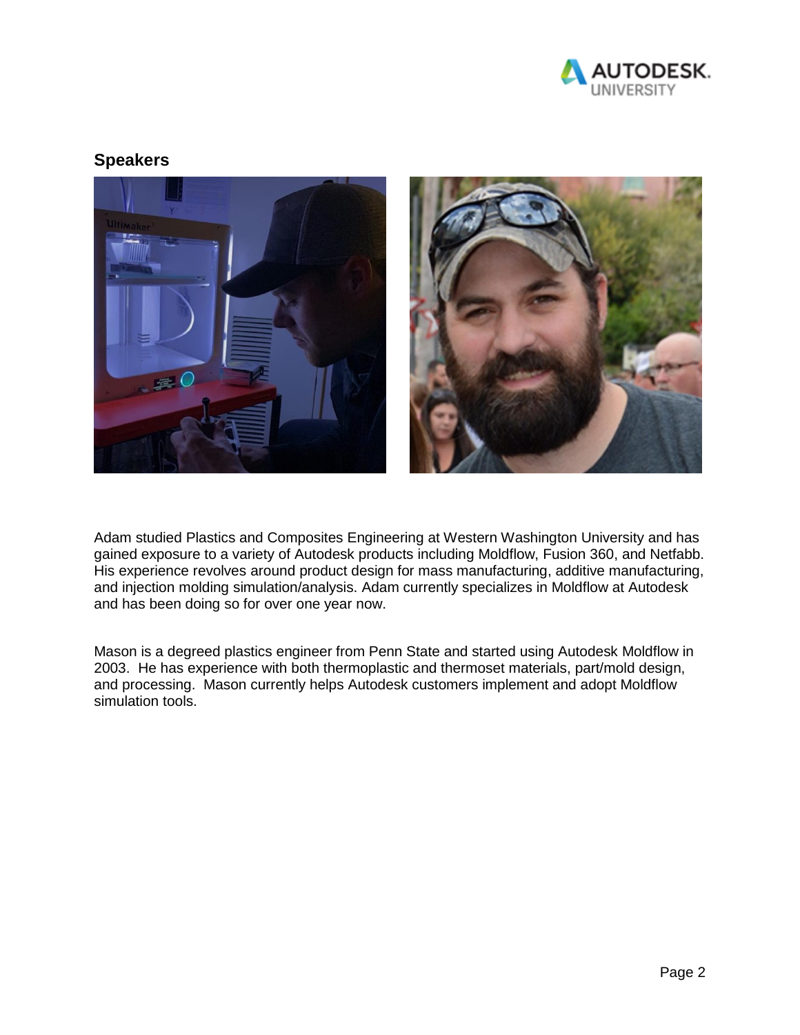## Speakers

Adam studied Plastics and Composites Engineering at Western Washington University and has gained exposure to a variety of Autodesk products including Moldflow, Fusion 360, and Netfabb. His experience revolves around product design for mass manufacturing, additive manufacturing, and injection molding simulation/analysis. Adam currently specializes in Moldflow at Autodesk and has been doing so for over one year now.

Mason is a degreed plastics engineer from Penn State and started using Autodesk Moldflow in 2003. He has experience with both thermoplastic and thermoset materials, part/mold design, and processing. Mason currently helps Autodesk customers implement and adopt Moldflow simulation tools.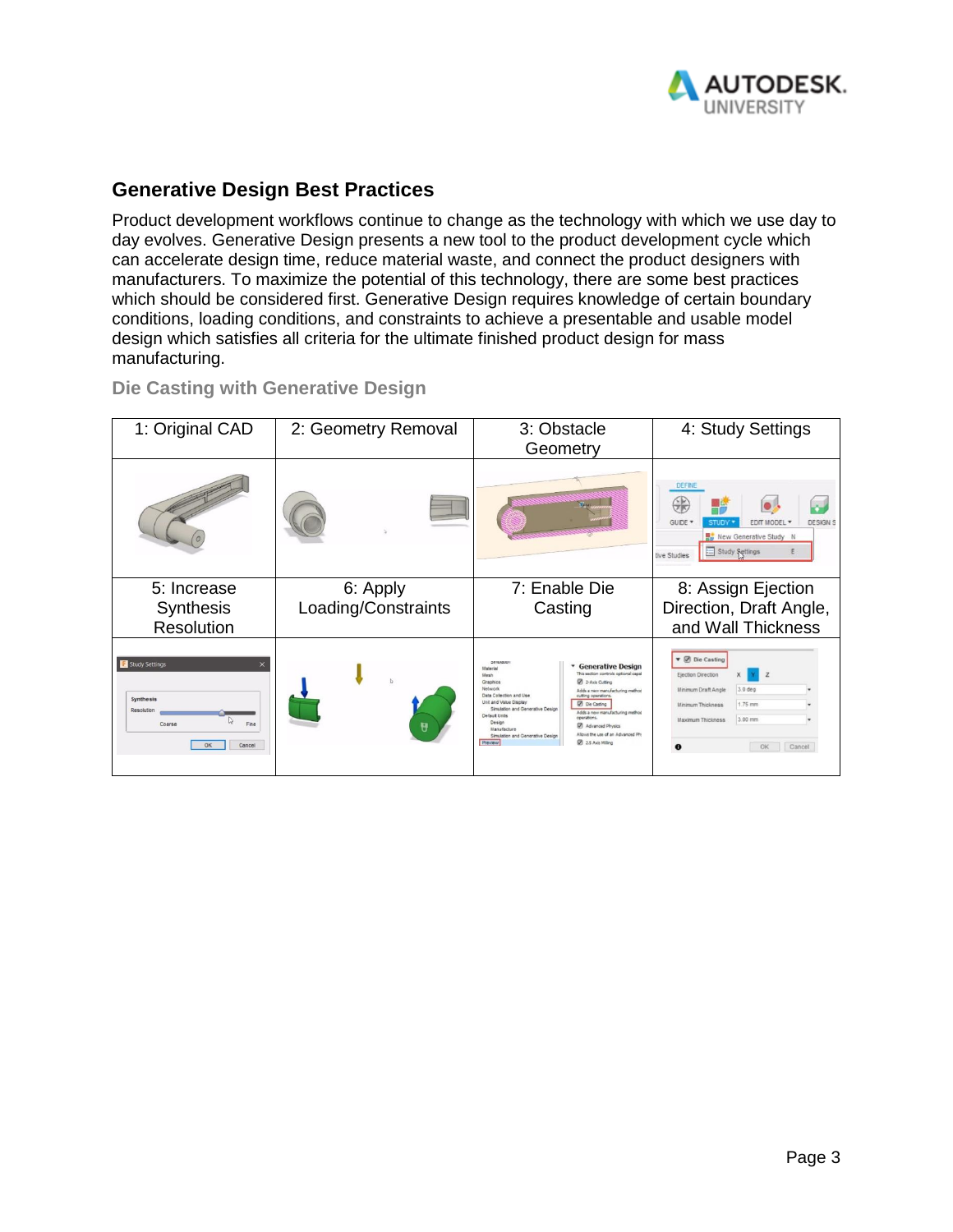## Generative Design Best Practices

Product development workflows continue to change as the technology with which we use day to day evolves. Generative Design presents a new tool to the product development cycle which can accelerate design time, reduce material waste, and connect the product designers with manufacturers. To maximize the potential of this technology, there are some best practices which should be considered first. Generative Design requires knowledge of certain boundary conditions, loading conditions, and constraints to achieve a presentable and usable model design which satisfies all criteria for the ultimate finished product design for mass manufacturing.

### Die Casting with Generative Design

| 1: Original CAD | 2: Geometry Removal | 3: Obstacle Geometry | 4: Study Settings |
|---|---|---|---|
| | | | |
| 5: Increase Synthesis Resolution | 6: Apply Loading/Constraints | 7: Enable Die Casting | 8: Assign Ejection Direction, Draft Angle, and Wall Thickness |
| | | | |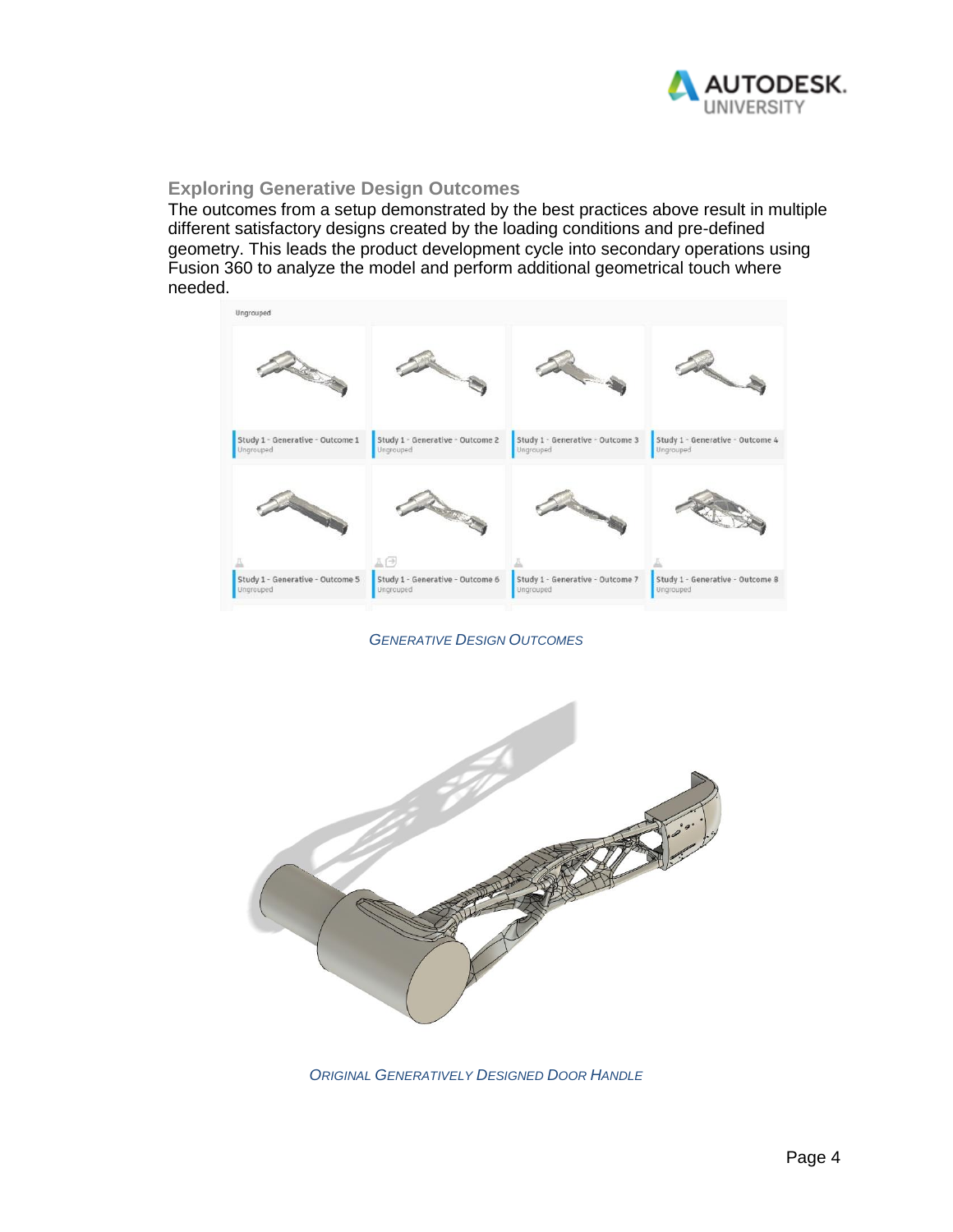### Exploring Generative Design Outcomes

The outcomes from a setup demonstrated by the best practices above result in multiple different satisfactory designs created by the loading conditions and pre-defined geometry. This leads the product development cycle into secondary operations using Fusion 360 to analyze the model and perform additional geometrical touch where needed.

*GENERATIVE DESIGN OUTCOMES*

*ORIGINAL GENERATIVELY DESIGNED DOOR HANDLE*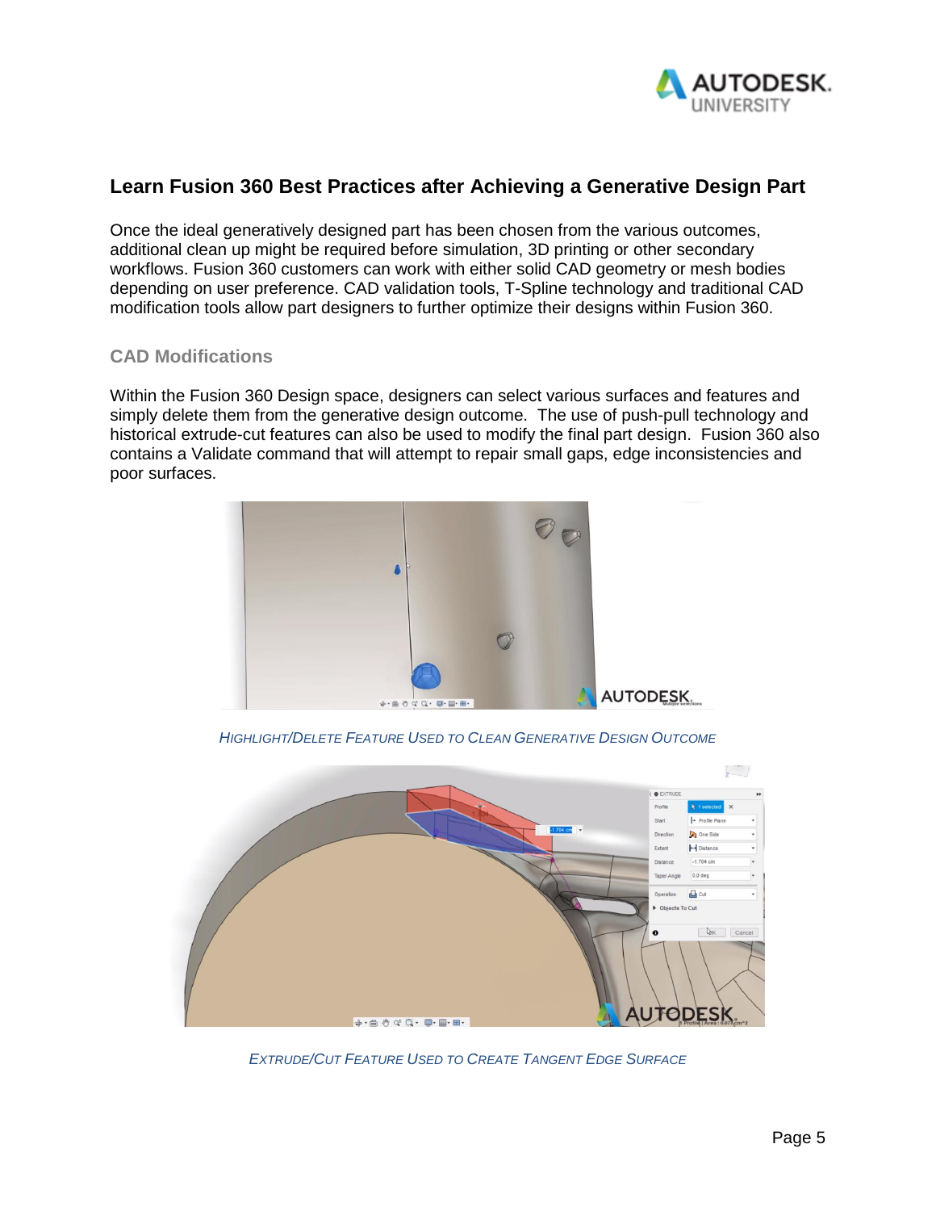## Learn Fusion 360 Best Practices after Achieving a Generative Design Part

Once the ideal generatively designed part has been chosen from the various outcomes, additional clean up might be required before simulation, 3D printing or other secondary workflows. Fusion 360 customers can work with either solid CAD geometry or mesh bodies depending on user preference. CAD validation tools, T-Spline technology and traditional CAD modification tools allow part designers to further optimize their designs within Fusion 360.

### CAD Modifications

Within the Fusion 360 Design space, designers can select various surfaces and features and simply delete them from the generative design outcome. The use of push-pull technology and historical extrude-cut features can also be used to modify the final part design. Fusion 360 also contains a Validate command that will attempt to repair small gaps, edge inconsistencies and poor surfaces.

*HIGHLIGHT/DELETE FEATURE USED TO CLEAN GENERATIVE DESIGN OUTCOME*

*EXTRUDE/CUT FEATURE USED TO CREATE TANGENT EDGE SURFACE*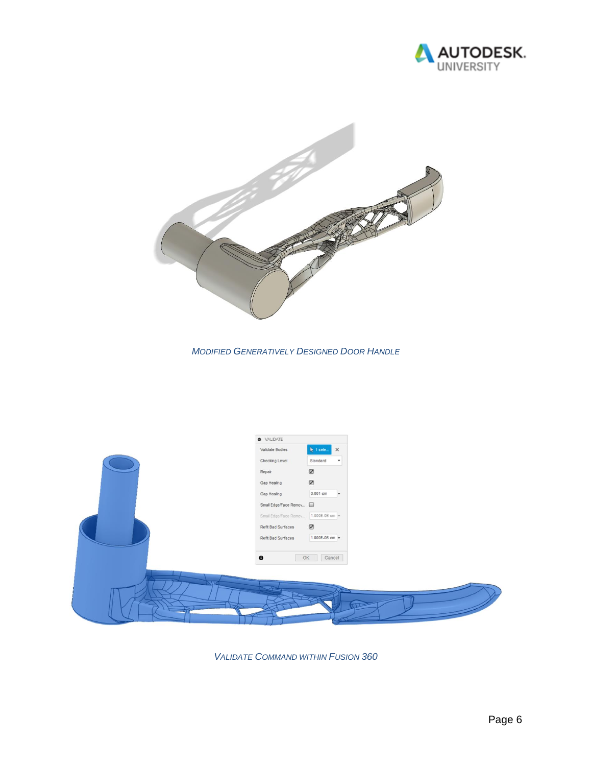*MODIFIED GENERATIVELY DESIGNED DOOR HANDLE*

*VALIDATE COMMAND WITHIN FUSION 360*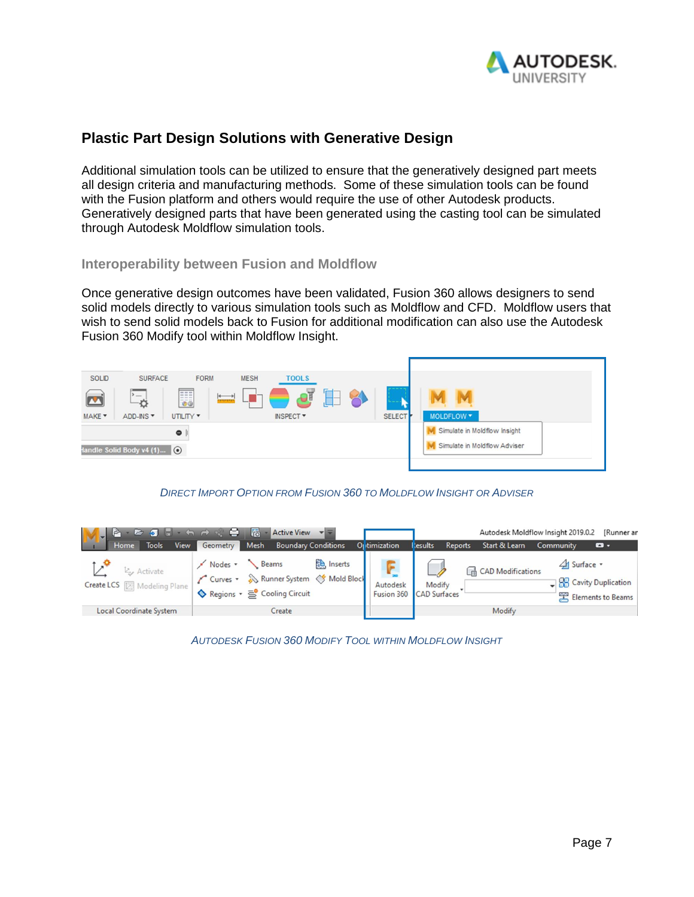## Plastic Part Design Solutions with Generative Design

Additional simulation tools can be utilized to ensure that the generatively designed part meets all design criteria and manufacturing methods. Some of these simulation tools can be found with the Fusion platform and others would require the use of other Autodesk products. Generatively designed parts that have been generated using the casting tool can be simulated through Autodesk Moldflow simulation tools.

### Interoperability between Fusion and Moldflow

Once generative design outcomes have been validated, Fusion 360 allows designers to send solid models directly to various simulation tools such as Moldflow and CFD. Moldflow users that wish to send solid models back to Fusion for additional modification can also use the Autodesk Fusion 360 Modify tool within Moldflow Insight.

*Direct Import Option from Fusion 360 to Moldflow Insight or Adviser*

*Autodesk Fusion 360 Modify Tool within Moldflow Insight*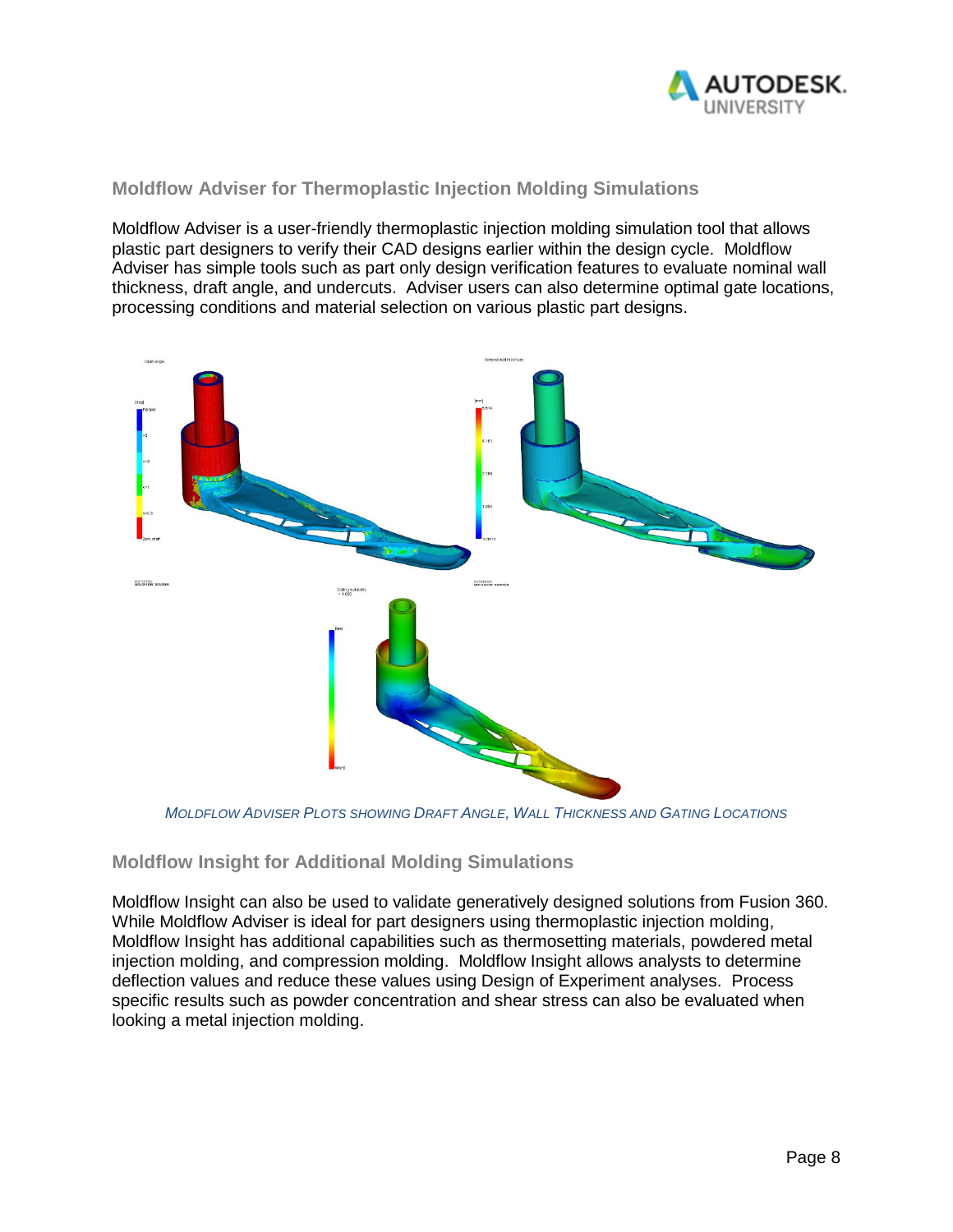## Moldflow Adviser for Thermoplastic Injection Molding Simulations

Moldflow Adviser is a user-friendly thermoplastic injection molding simulation tool that allows plastic part designers to verify their CAD designs earlier within the design cycle. Moldflow Adviser has simple tools such as part only design verification features to evaluate nominal wall thickness, draft angle, and undercuts. Adviser users can also determine optimal gate locations, processing conditions and material selection on various plastic part designs.

*MOLDFLOW ADVISER PLOTS SHOWING DRAFT ANGLE, WALL THICKNESS AND GATING LOCATIONS*

## Moldflow Insight for Additional Molding Simulations

Moldflow Insight can also be used to validate generatively designed solutions from Fusion 360. While Moldflow Adviser is ideal for part designers using thermoplastic injection molding, Moldflow Insight has additional capabilities such as thermosetting materials, powdered metal injection molding, and compression molding. Moldflow Insight allows analysts to determine deflection values and reduce these values using Design of Experiment analyses. Process specific results such as powder concentration and shear stress can also be evaluated when looking a metal injection molding.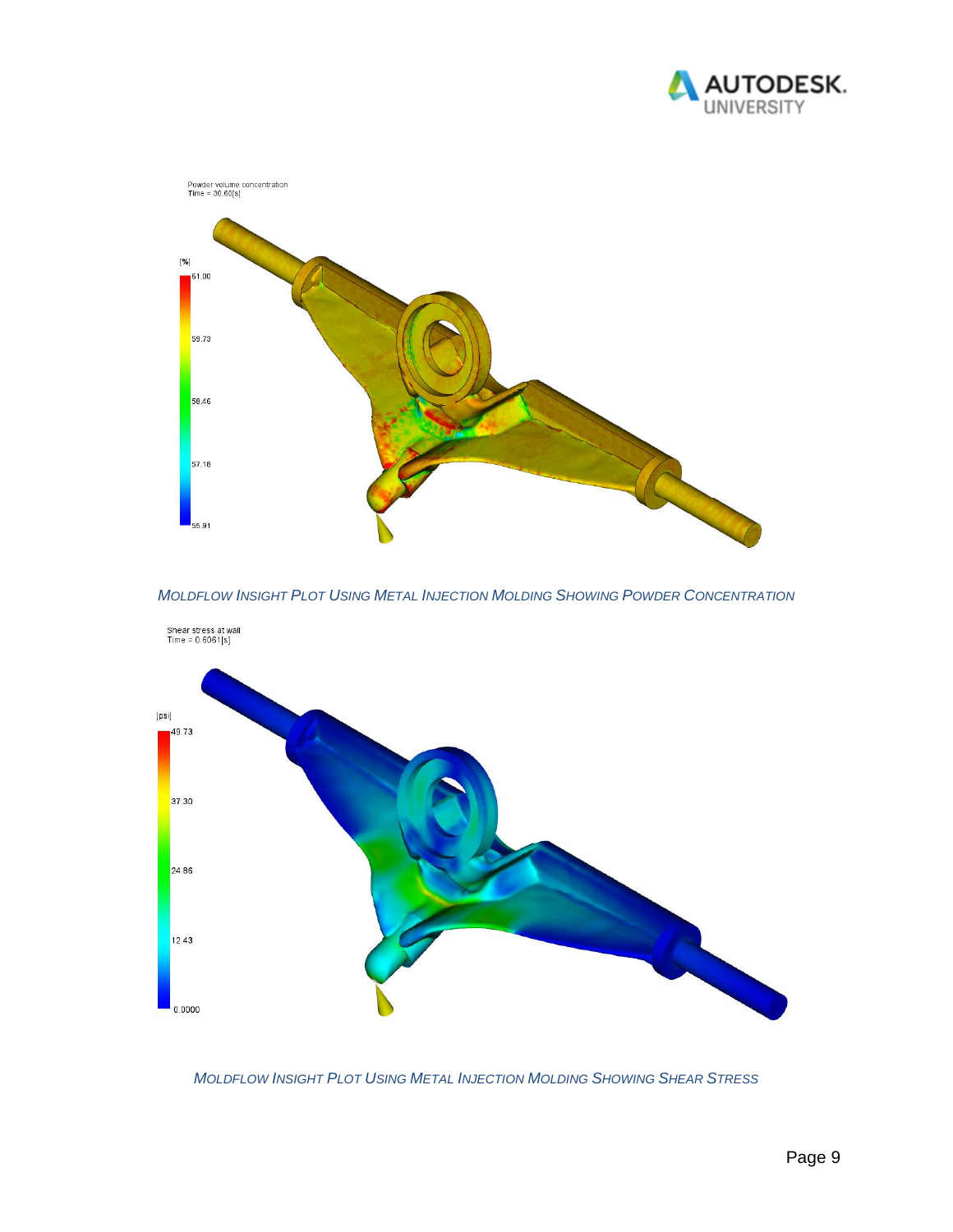Powder volume concentration
Time = 30.60[s]

[%]
61.00
59.73
58.46
57.18
55.91

*MOLDFLOW INSIGHT PLOT USING METAL INJECTION MOLDING SHOWING POWDER CONCENTRATION*

Shear stress at wall
Time = 0.6061[s]

[psi]
49.73
37.30
24.86
12.43
0.0000

*MOLDFLOW INSIGHT PLOT USING METAL INJECTION MOLDING SHOWING SHEAR STRESS*